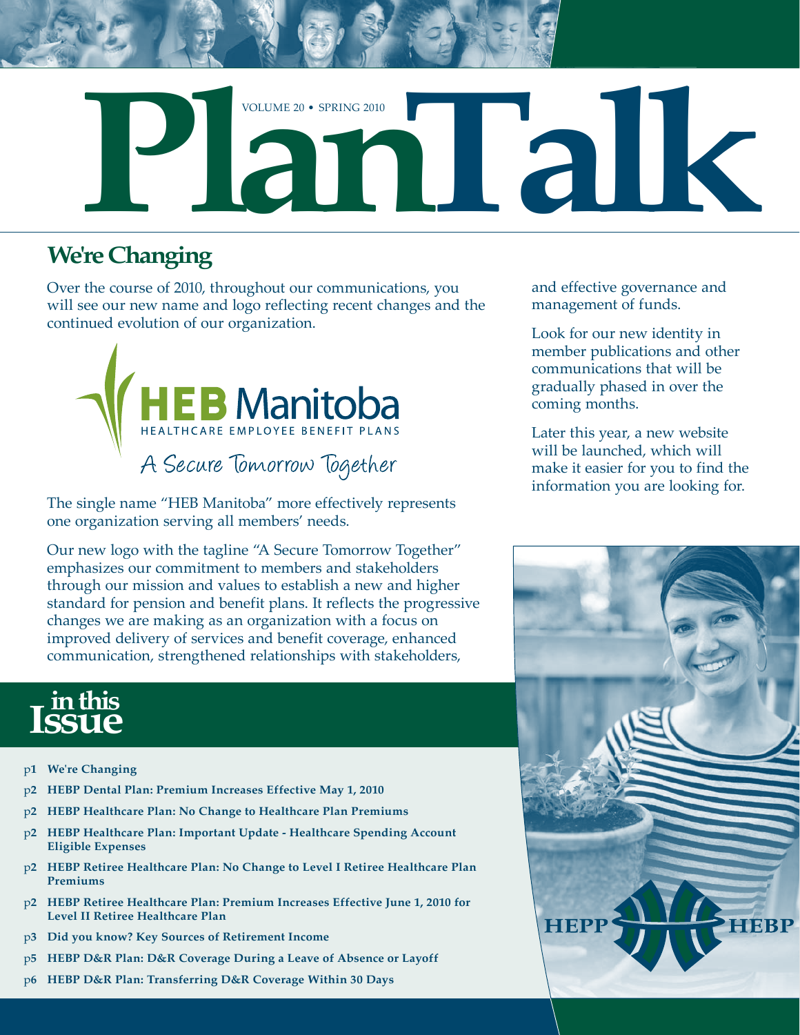# PlanTalk

VOLUME 20 • SPRING 2010

## We're Changing

Over the course of 2010, throughout our communications, you will see our new name and logo reflecting recent changes and the continued evolution of our organization.

**HEB Manitoba**
HEALTHCARE EMPLOYEE BENEFIT PLANS
A Secure Tomorrow Together

The single name "HEB Manitoba" more effectively represents one organization serving all members' needs.

Our new logo with the tagline "A Secure Tomorrow Together" emphasizes our commitment to members and stakeholders through our mission and values to establish a new and higher standard for pension and benefit plans. It reflects the progressive changes we are making as an organization with a focus on improved delivery of services and benefit coverage, enhanced communication, strengthened relationships with stakeholders, and effective governance and management of funds.

Look for our new identity in member publications and other communications that will be gradually phased in over the coming months.

Later this year, a new website will be launched, which will make it easier for you to find the information you are looking for.

## in this Issue

- p1 **We're Changing**
- p2 **HEBP Dental Plan: Premium Increases Effective May 1, 2010**
- p2 **HEBP Healthcare Plan: No Change to Healthcare Plan Premiums**
- p2 **HEBP Healthcare Plan: Important Update - Healthcare Spending Account Eligible Expenses**
- p2 **HEBP Retiree Healthcare Plan: No Change to Level I Retiree Healthcare Plan Premiums**
- p2 **HEBP Retiree Healthcare Plan: Premium Increases Effective June 1, 2010 for Level II Retiree Healthcare Plan**
- p3 **Did you know? Key Sources of Retirement Income**
- p5 **HEBP D&R Plan: D&R Coverage During a Leave of Absence or Layoff**
- p6 **HEBP D&R Plan: Transferring D&R Coverage Within 30 Days**

HEPP HEBP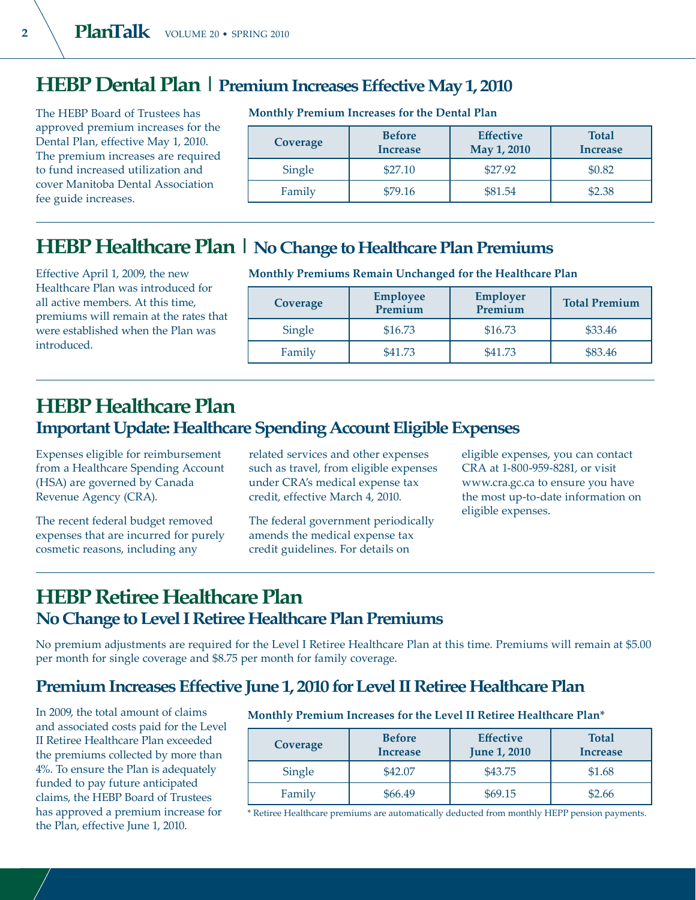## HEBP Dental Plan | Premium Increases Effective May 1, 2010

The HEBP Board of Trustees has approved premium increases for the Dental Plan, effective May 1, 2010. The premium increases are required to fund increased utilization and cover Manitoba Dental Association fee guide increases.

**Monthly Premium Increases for the Dental Plan**

| Coverage | Before Increase | Effective May 1, 2010 | Total Increase |
|---|---|---|---|
| Single | $27.10 | $27.92 | $0.82 |
| Family | $79.16 | $81.54 | $2.38 |

## HEBP Healthcare Plan | No Change to Healthcare Plan Premiums

Effective April 1, 2009, the new Healthcare Plan was introduced for all active members. At this time, premiums will remain at the rates that were established when the Plan was introduced.

**Monthly Premiums Remain Unchanged for the Healthcare Plan**

| Coverage | Employee Premium | Employer Premium | Total Premium |
|---|---|---|---|
| Single | $16.73 | $16.73 | $33.46 |
| Family | $41.73 | $41.73 | $83.46 |

## HEBP Healthcare Plan

### Important Update: Healthcare Spending Account Eligible Expenses

Expenses eligible for reimbursement from a Healthcare Spending Account (HSA) are governed by Canada Revenue Agency (CRA).

The recent federal budget removed expenses that are incurred for purely cosmetic reasons, including any related services and other expenses such as travel, from eligible expenses under CRA's medical expense tax credit, effective March 4, 2010.

The federal government periodically amends the medical expense tax credit guidelines. For details on eligible expenses, you can contact CRA at 1-800-959-8281, or visit www.cra.gc.ca to ensure you have the most up-to-date information on eligible expenses.

## HEBP Retiree Healthcare Plan

### No Change to Level I Retiree Healthcare Plan Premiums

No premium adjustments are required for the Level I Retiree Healthcare Plan at this time. Premiums will remain at $5.00 per month for single coverage and $8.75 per month for family coverage.

### Premium Increases Effective June 1, 2010 for Level II Retiree Healthcare Plan

In 2009, the total amount of claims and associated costs paid for the Level II Retiree Healthcare Plan exceeded the premiums collected by more than 4%. To ensure the Plan is adequately funded to pay future anticipated claims, the HEBP Board of Trustees has approved a premium increase for the Plan, effective June 1, 2010.

**Monthly Premium Increases for the Level II Retiree Healthcare Plan***

| Coverage | Before Increase | Effective June 1, 2010 | Total Increase |
|---|---|---|---|
| Single | $42.07 | $43.75 | $1.68 |
| Family | $66.49 | $69.15 | $2.66 |

* Retiree Healthcare premiums are automatically deducted from monthly HEPP pension payments.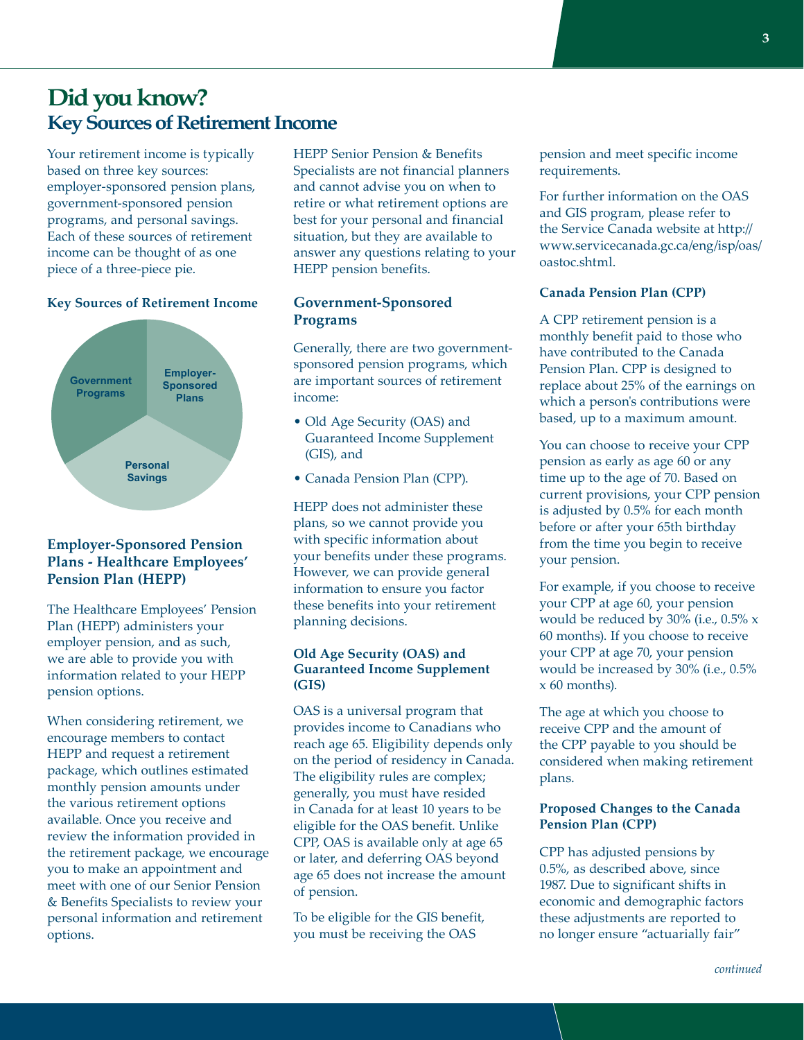# Did you know?
## Key Sources of Retirement Income

Your retirement income is typically based on three key sources: employer-sponsored pension plans, government-sponsored pension programs, and personal savings. Each of these sources of retirement income can be thought of as one piece of a three-piece pie.

**Key Sources of Retirement Income**

Government Programs | Employer-Sponsored Plans | Personal Savings

### Employer-Sponsored Pension Plans - Healthcare Employees' Pension Plan (HEPP)

The Healthcare Employees' Pension Plan (HEPP) administers your employer pension, and as such, we are able to provide you with information related to your HEPP pension options.

When considering retirement, we encourage members to contact HEPP and request a retirement package, which outlines estimated monthly pension amounts under the various retirement options available. Once you receive and review the information provided in the retirement package, we encourage you to make an appointment and meet with one of our Senior Pension & Benefits Specialists to review your personal information and retirement options.

HEPP Senior Pension & Benefits Specialists are not financial planners and cannot advise you on when to retire or what retirement options are best for your personal and financial situation, but they are available to answer any questions relating to your HEPP pension benefits.

### Government-Sponsored Programs

Generally, there are two government-sponsored pension programs, which are important sources of retirement income:

- Old Age Security (OAS) and Guaranteed Income Supplement (GIS), and
- Canada Pension Plan (CPP).

HEPP does not administer these plans, so we cannot provide you with specific information about your benefits under these programs. However, we can provide general information to ensure you factor these benefits into your retirement planning decisions.

#### Old Age Security (OAS) and Guaranteed Income Supplement (GIS)

OAS is a universal program that provides income to Canadians who reach age 65. Eligibility depends only on the period of residency in Canada. The eligibility rules are complex; generally, you must have resided in Canada for at least 10 years to be eligible for the OAS benefit. Unlike CPP, OAS is available only at age 65 or later, and deferring OAS beyond age 65 does not increase the amount of pension.

To be eligible for the GIS benefit, you must be receiving the OAS pension and meet specific income requirements.

For further information on the OAS and GIS program, please refer to the Service Canada website at http://www.servicecanada.gc.ca/eng/isp/oas/oastoc.shtml.

#### Canada Pension Plan (CPP)

A CPP retirement pension is a monthly benefit paid to those who have contributed to the Canada Pension Plan. CPP is designed to replace about 25% of the earnings on which a person's contributions were based, up to a maximum amount.

You can choose to receive your CPP pension as early as age 60 or any time up to the age of 70. Based on current provisions, your CPP pension is adjusted by 0.5% for each month before or after your 65th birthday from the time you begin to receive your pension.

For example, if you choose to receive your CPP at age 60, your pension would be reduced by 30% (i.e., 0.5% x 60 months). If you choose to receive your CPP at age 70, your pension would be increased by 30% (i.e., 0.5% x 60 months).

The age at which you choose to receive CPP and the amount of the CPP payable to you should be considered when making retirement plans.

#### Proposed Changes to the Canada Pension Plan (CPP)

CPP has adjusted pensions by 0.5%, as described above, since 1987. Due to significant shifts in economic and demographic factors these adjustments are reported to no longer ensure "actuarially fair"

*continued*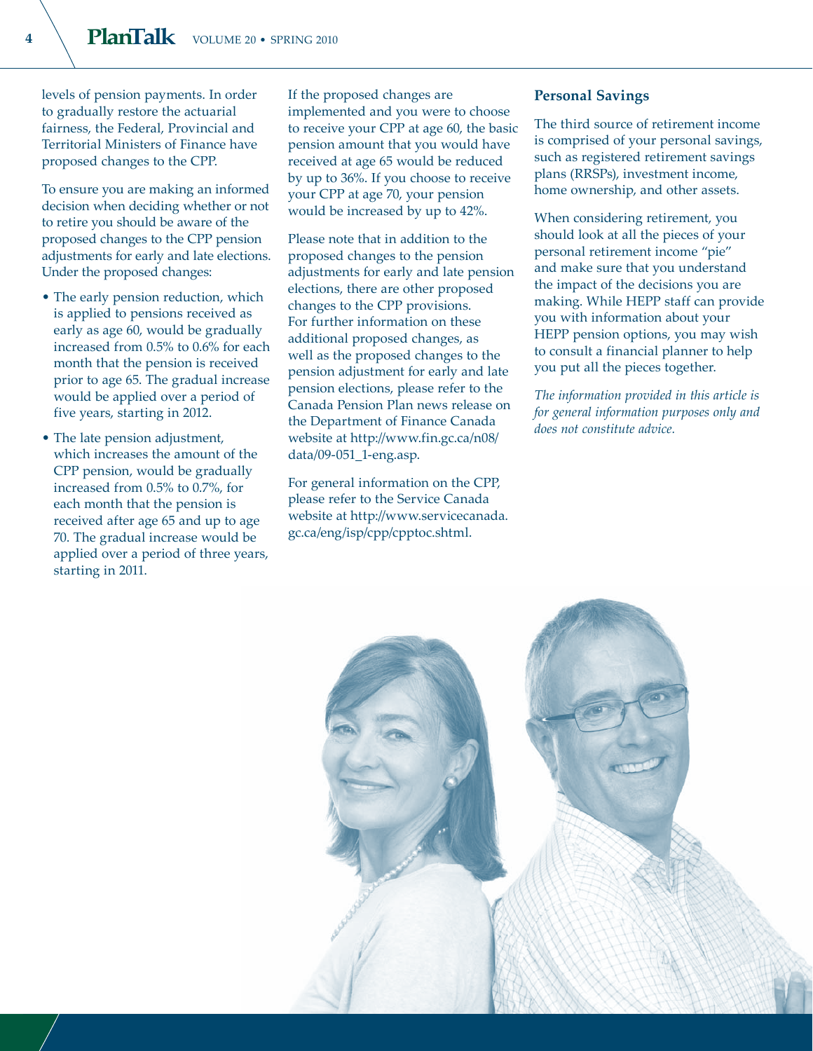levels of pension payments. In order to gradually restore the actuarial fairness, the Federal, Provincial and Territorial Ministers of Finance have proposed changes to the CPP.

To ensure you are making an informed decision when deciding whether or not to retire you should be aware of the proposed changes to the CPP pension adjustments for early and late elections. Under the proposed changes:

- The early pension reduction, which is applied to pensions received as early as age 60, would be gradually increased from 0.5% to 0.6% for each month that the pension is received prior to age 65. The gradual increase would be applied over a period of five years, starting in 2012.
- The late pension adjustment, which increases the amount of the CPP pension, would be gradually increased from 0.5% to 0.7%, for each month that the pension is received after age 65 and up to age 70. The gradual increase would be applied over a period of three years, starting in 2011.

If the proposed changes are implemented and you were to choose to receive your CPP at age 60, the basic pension amount that you would have received at age 65 would be reduced by up to 36%. If you choose to receive your CPP at age 70, your pension would be increased by up to 42%.

Please note that in addition to the proposed changes to the pension adjustments for early and late pension elections, there are other proposed changes to the CPP provisions. For further information on these additional proposed changes, as well as the proposed changes to the pension adjustment for early and late pension elections, please refer to the Canada Pension Plan news release on the Department of Finance Canada website at http://www.fin.gc.ca/n08/data/09-051_1-eng.asp.

For general information on the CPP, please refer to the Service Canada website at http://www.servicecanada.gc.ca/eng/isp/cpp/cpptoc.shtml.

### Personal Savings

The third source of retirement income is comprised of your personal savings, such as registered retirement savings plans (RRSPs), investment income, home ownership, and other assets.

When considering retirement, you should look at all the pieces of your personal retirement income "pie" and make sure that you understand the impact of the decisions you are making. While HEPP staff can provide you with information about your HEPP pension options, you may wish to consult a financial planner to help you put all the pieces together.

*The information provided in this article is for general information purposes only and does not constitute advice.*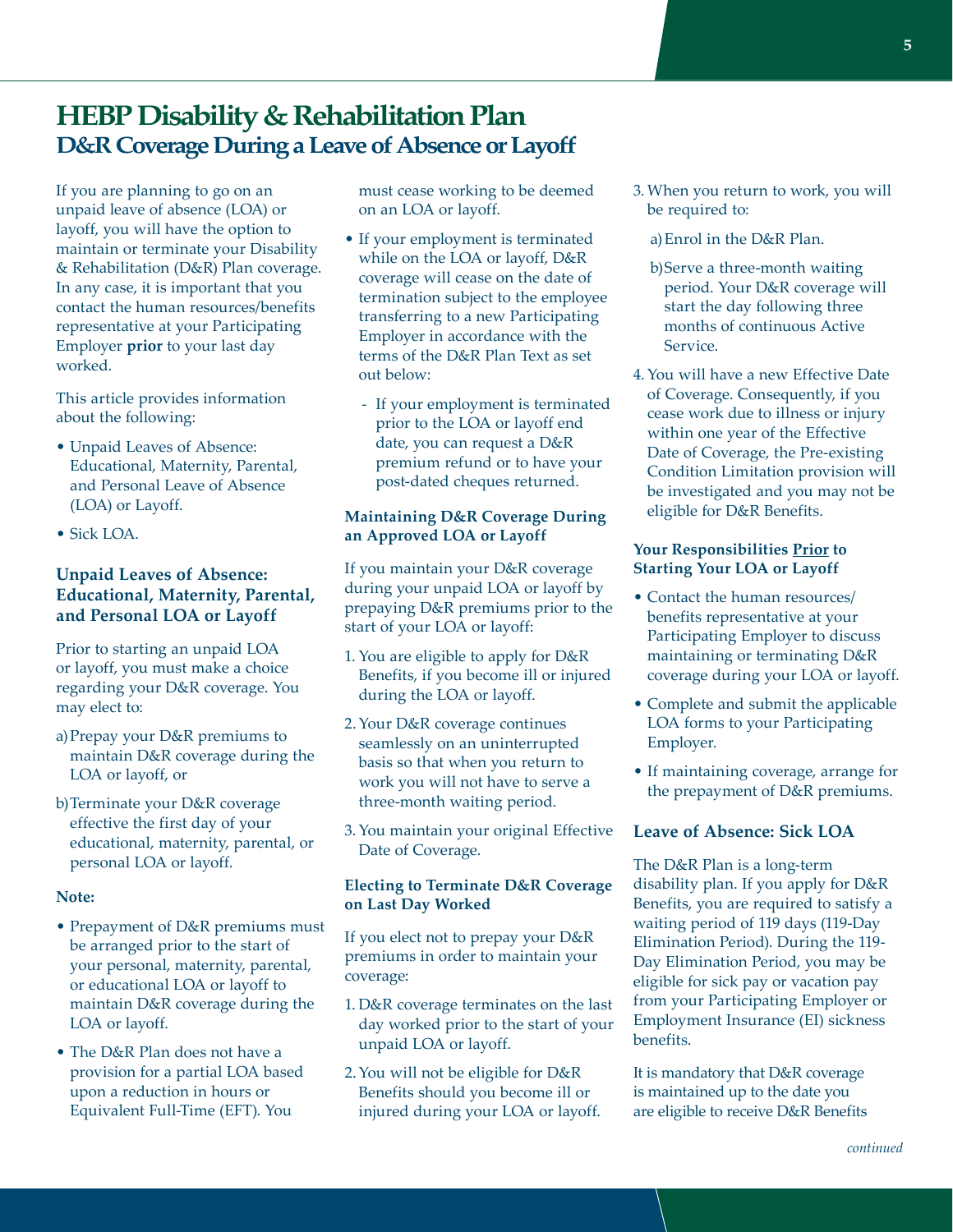# HEBP Disability & Rehabilitation Plan

## D&R Coverage During a Leave of Absence or Layoff

If you are planning to go on an unpaid leave of absence (LOA) or layoff, you will have the option to maintain or terminate your Disability & Rehabilitation (D&R) Plan coverage. In any case, it is important that you contact the human resources/benefits representative at your Participating Employer **prior** to your last day worked.

This article provides information about the following:

- Unpaid Leaves of Absence: Educational, Maternity, Parental, and Personal Leave of Absence (LOA) or Layoff.
- Sick LOA.

### Unpaid Leaves of Absence: Educational, Maternity, Parental, and Personal LOA or Layoff

Prior to starting an unpaid LOA or layoff, you must make a choice regarding your D&R coverage. You may elect to:

a) Prepay your D&R premiums to maintain D&R coverage during the LOA or layoff, or

b) Terminate your D&R coverage effective the first day of your educational, maternity, parental, or personal LOA or layoff.

**Note:**

- Prepayment of D&R premiums must be arranged prior to the start of your personal, maternity, parental, or educational LOA or layoff to maintain D&R coverage during the LOA or layoff.
- The D&R Plan does not have a provision for a partial LOA based upon a reduction in hours or Equivalent Full-Time (EFT). You must cease working to be deemed on an LOA or layoff.
- If your employment is terminated while on the LOA or layoff, D&R coverage will cease on the date of termination subject to the employee transferring to a new Participating Employer in accordance with the terms of the D&R Plan Text as set out below:
  - If your employment is terminated prior to the LOA or layoff end date, you can request a D&R premium refund or to have your post-dated cheques returned.

#### Maintaining D&R Coverage During an Approved LOA or Layoff

If you maintain your D&R coverage during your unpaid LOA or layoff by prepaying D&R premiums prior to the start of your LOA or layoff:

1. You are eligible to apply for D&R Benefits, if you become ill or injured during the LOA or layoff.
2. Your D&R coverage continues seamlessly on an uninterrupted basis so that when you return to work you will not have to serve a three-month waiting period.
3. You maintain your original Effective Date of Coverage.

#### Electing to Terminate D&R Coverage on Last Day Worked

If you elect not to prepay your D&R premiums in order to maintain your coverage:

1. D&R coverage terminates on the last day worked prior to the start of your unpaid LOA or layoff.
2. You will not be eligible for D&R Benefits should you become ill or injured during your LOA or layoff.
3. When you return to work, you will be required to:

   a) Enrol in the D&R Plan.

   b) Serve a three-month waiting period. Your D&R coverage will start the day following three months of continuous Active Service.
4. You will have a new Effective Date of Coverage. Consequently, if you cease work due to illness or injury within one year of the Effective Date of Coverage, the Pre-existing Condition Limitation provision will be investigated and you may not be eligible for D&R Benefits.

#### Your Responsibilities Prior to Starting Your LOA or Layoff

- Contact the human resources/benefits representative at your Participating Employer to discuss maintaining or terminating D&R coverage during your LOA or layoff.
- Complete and submit the applicable LOA forms to your Participating Employer.
- If maintaining coverage, arrange for the prepayment of D&R premiums.

### Leave of Absence: Sick LOA

The D&R Plan is a long-term disability plan. If you apply for D&R Benefits, you are required to satisfy a waiting period of 119 days (119-Day Elimination Period). During the 119-Day Elimination Period, you may be eligible for sick pay or vacation pay from your Participating Employer or Employment Insurance (EI) sickness benefits.

It is mandatory that D&R coverage is maintained up to the date you are eligible to receive D&R Benefits

*continued*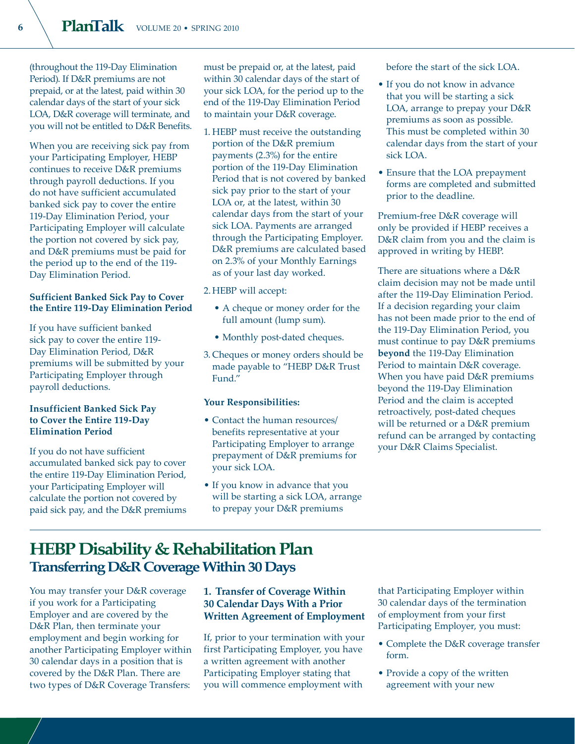(throughout the 119-Day Elimination Period). If D&R premiums are not prepaid, or at the latest, paid within 30 calendar days of the start of your sick LOA, D&R coverage will terminate, and you will not be entitled to D&R Benefits.

When you are receiving sick pay from your Participating Employer, HEBP continues to receive D&R premiums through payroll deductions. If you do not have sufficient accumulated banked sick pay to cover the entire 119-Day Elimination Period, your Participating Employer will calculate the portion not covered by sick pay, and D&R premiums must be paid for the period up to the end of the 119-Day Elimination Period.

**Sufficient Banked Sick Pay to Cover the Entire 119-Day Elimination Period**

If you have sufficient banked sick pay to cover the entire 119-Day Elimination Period, D&R premiums will be submitted by your Participating Employer through payroll deductions.

**Insufficient Banked Sick Pay to Cover the Entire 119-Day Elimination Period**

If you do not have sufficient accumulated banked sick pay to cover the entire 119-Day Elimination Period, your Participating Employer will calculate the portion not covered by paid sick pay, and the D&R premiums must be prepaid or, at the latest, paid within 30 calendar days of the start of your sick LOA, for the period up to the end of the 119-Day Elimination Period to maintain your D&R coverage.

1. HEBP must receive the outstanding portion of the D&R premium payments (2.3%) for the entire portion of the 119-Day Elimination Period that is not covered by banked sick pay prior to the start of your LOA or, at the latest, within 30 calendar days from the start of your sick LOA. Payments are arranged through the Participating Employer. D&R premiums are calculated based on 2.3% of your Monthly Earnings as of your last day worked.
2. HEBP will accept:
   - A cheque or money order for the full amount (lump sum).
   - Monthly post-dated cheques.
3. Cheques or money orders should be made payable to "HEBP D&R Trust Fund."

**Your Responsibilities:**

- Contact the human resources/ benefits representative at your Participating Employer to arrange prepayment of D&R premiums for your sick LOA.
- If you know in advance that you will be starting a sick LOA, arrange to prepay your D&R premiums before the start of the sick LOA.
- If you do not know in advance that you will be starting a sick LOA, arrange to prepay your D&R premiums as soon as possible. This must be completed within 30 calendar days from the start of your sick LOA.
- Ensure that the LOA prepayment forms are completed and submitted prior to the deadline.

Premium-free D&R coverage will only be provided if HEBP receives a D&R claim from you and the claim is approved in writing by HEBP.

There are situations where a D&R claim decision may not be made until after the 119-Day Elimination Period. If a decision regarding your claim has not been made prior to the end of the 119-Day Elimination Period, you must continue to pay D&R premiums **beyond** the 119-Day Elimination Period to maintain D&R coverage. When you have paid D&R premiums beyond the 119-Day Elimination Period and the claim is accepted retroactively, post-dated cheques will be returned or a D&R premium refund can be arranged by contacting your D&R Claims Specialist.

# HEBP Disability & Rehabilitation Plan

## Transferring D&R Coverage Within 30 Days

You may transfer your D&R coverage if you work for a Participating Employer and are covered by the D&R Plan, then terminate your employment and begin working for another Participating Employer within 30 calendar days in a position that is covered by the D&R Plan. There are two types of D&R Coverage Transfers:

**1. Transfer of Coverage Within 30 Calendar Days With a Prior Written Agreement of Employment**

If, prior to your termination with your first Participating Employer, you have a written agreement with another Participating Employer stating that you will commence employment with that Participating Employer within 30 calendar days of the termination of employment from your first Participating Employer, you must:

- Complete the D&R coverage transfer form.
- Provide a copy of the written agreement with your new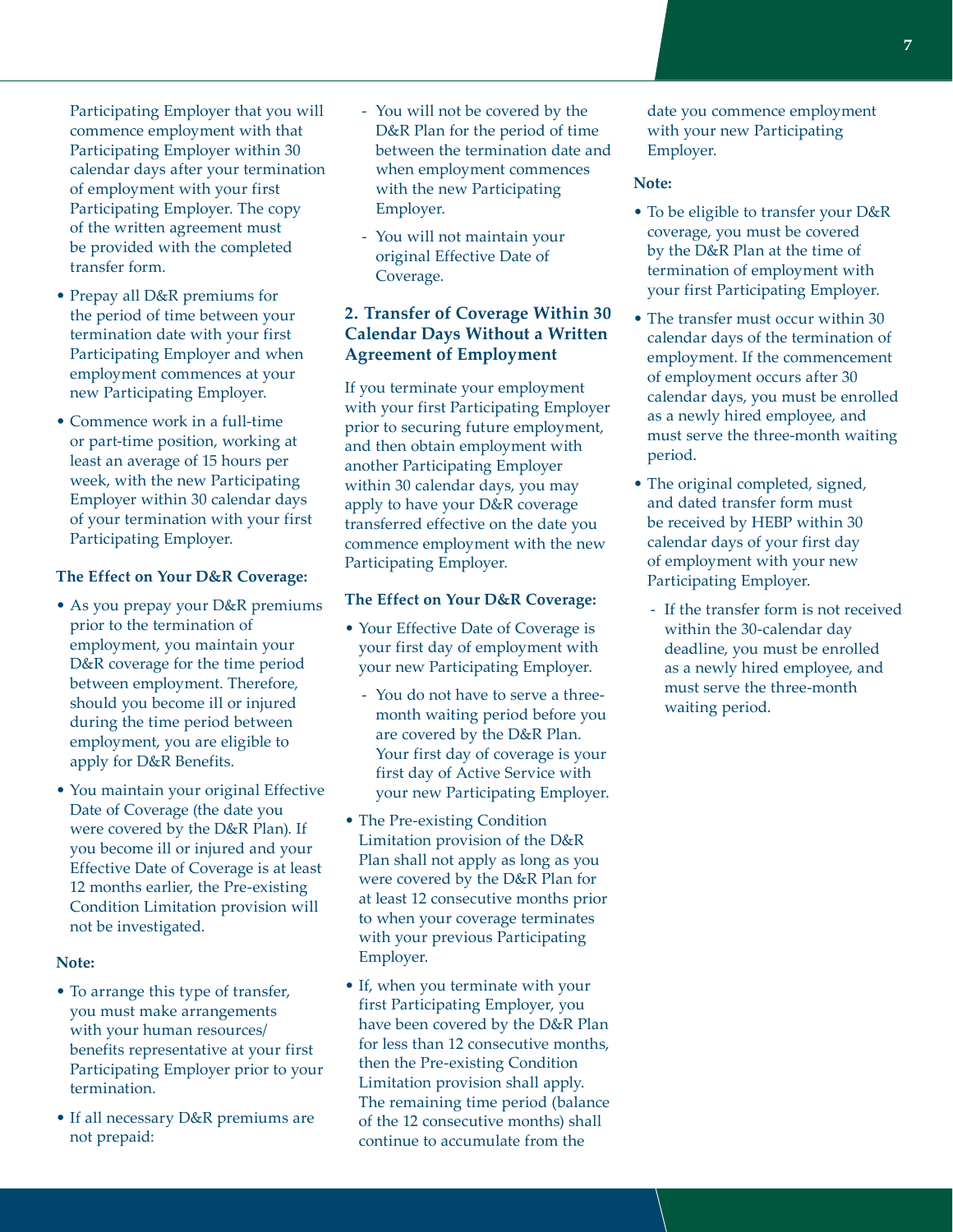Participating Employer that you will commence employment with that Participating Employer within 30 calendar days after your termination of employment with your first Participating Employer. The copy of the written agreement must be provided with the completed transfer form.

- Prepay all D&R premiums for the period of time between your termination date with your first Participating Employer and when employment commences at your new Participating Employer.
- Commence work in a full-time or part-time position, working at least an average of 15 hours per week, with the new Participating Employer within 30 calendar days of your termination with your first Participating Employer.

**The Effect on Your D&R Coverage:**

- As you prepay your D&R premiums prior to the termination of employment, you maintain your D&R coverage for the time period between employment. Therefore, should you become ill or injured during the time period between employment, you are eligible to apply for D&R Benefits.
- You maintain your original Effective Date of Coverage (the date you were covered by the D&R Plan). If you become ill or injured and your Effective Date of Coverage is at least 12 months earlier, the Pre-existing Condition Limitation provision will not be investigated.

**Note:**

- To arrange this type of transfer, you must make arrangements with your human resources/benefits representative at your first Participating Employer prior to your termination.
- If all necessary D&R premiums are not prepaid:
  - You will not be covered by the D&R Plan for the period of time between the termination date and when employment commences with the new Participating Employer.
  - You will not maintain your original Effective Date of Coverage.

### 2. Transfer of Coverage Within 30 Calendar Days Without a Written Agreement of Employment

If you terminate your employment with your first Participating Employer prior to securing future employment, and then obtain employment with another Participating Employer within 30 calendar days, you may apply to have your D&R coverage transferred effective on the date you commence employment with the new Participating Employer.

**The Effect on Your D&R Coverage:**

- Your Effective Date of Coverage is your first day of employment with your new Participating Employer.
  - You do not have to serve a three-month waiting period before you are covered by the D&R Plan. Your first day of coverage is your first day of Active Service with your new Participating Employer.
- The Pre-existing Condition Limitation provision of the D&R Plan shall not apply as long as you were covered by the D&R Plan for at least 12 consecutive months prior to when your coverage terminates with your previous Participating Employer.
- If, when you terminate with your first Participating Employer, you have been covered by the D&R Plan for less than 12 consecutive months, then the Pre-existing Condition Limitation provision shall apply. The remaining time period (balance of the 12 consecutive months) shall continue to accumulate from the date you commence employment with your new Participating Employer.

**Note:**

- To be eligible to transfer your D&R coverage, you must be covered by the D&R Plan at the time of termination of employment with your first Participating Employer.
- The transfer must occur within 30 calendar days of the termination of employment. If the commencement of employment occurs after 30 calendar days, you must be enrolled as a newly hired employee, and must serve the three-month waiting period.
- The original completed, signed, and dated transfer form must be received by HEBP within 30 calendar days of your first day of employment with your new Participating Employer.
  - If the transfer form is not received within the 30-calendar day deadline, you must be enrolled as a newly hired employee, and must serve the three-month waiting period.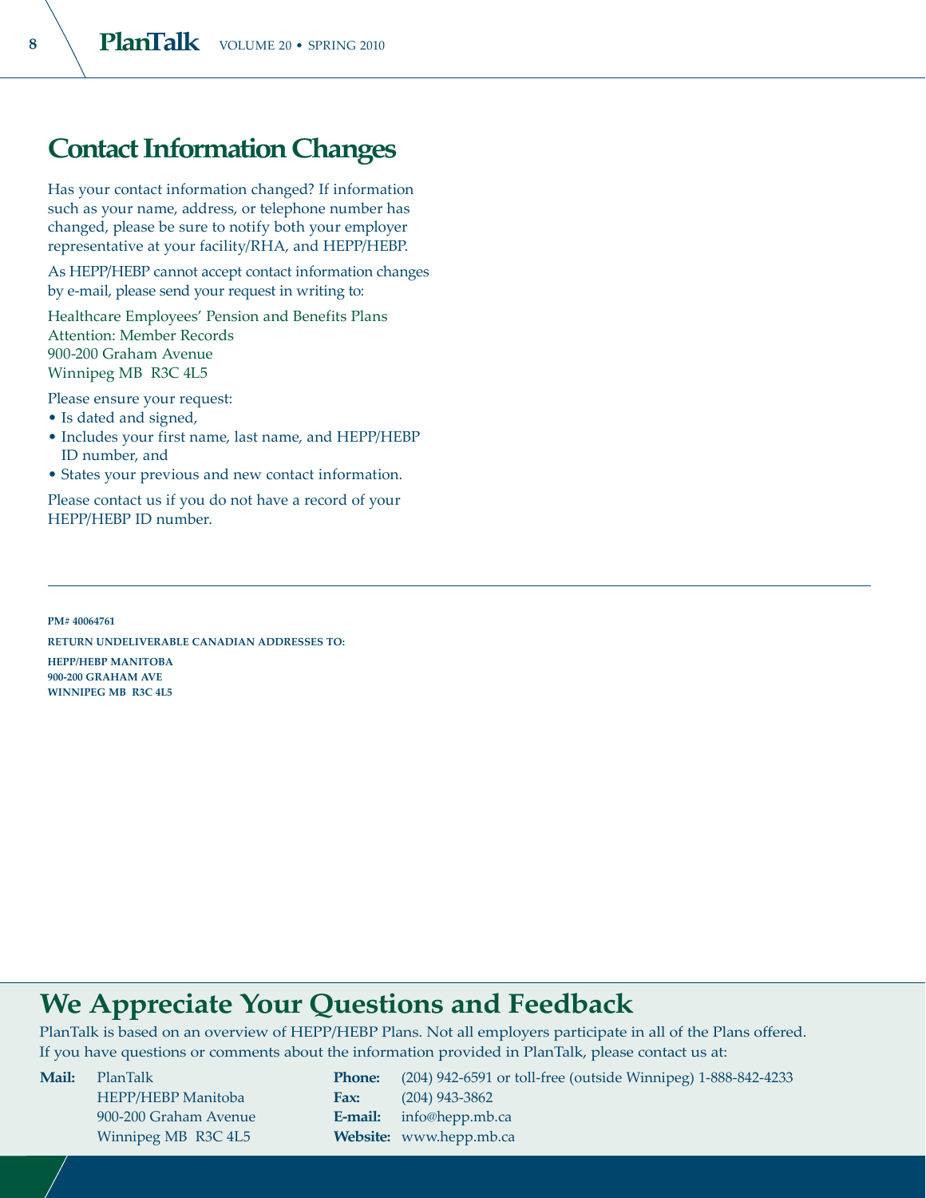## Contact Information Changes

Has your contact information changed? If information such as your name, address, or telephone number has changed, please be sure to notify both your employer representative at your facility/RHA, and HEPP/HEBP.

As HEPP/HEBP cannot accept contact information changes by e-mail, please send your request in writing to:

Healthcare Employees' Pension and Benefits Plans
Attention: Member Records
900-200 Graham Avenue
Winnipeg MB R3C 4L5

Please ensure your request:

- Is dated and signed,
- Includes your first name, last name, and HEPP/HEBP ID number, and
- States your previous and new contact information.

Please contact us if you do not have a record of your HEPP/HEBP ID number.

---

**PM# 40064761**

**RETURN UNDELIVERABLE CANADIAN ADDRESSES TO:**

**HEPP/HEBP MANITOBA**
**900-200 GRAHAM AVE**
**WINNIPEG MB R3C 4L5**

## We Appreciate Your Questions and Feedback

PlanTalk is based on an overview of HEPP/HEBP Plans. Not all employers participate in all of the Plans offered. If you have questions or comments about the information provided in PlanTalk, please contact us at:

**Mail:** PlanTalk
HEPP/HEBP Manitoba
900-200 Graham Avenue
Winnipeg MB R3C 4L5

**Phone:** (204) 942-6591 or toll-free (outside Winnipeg) 1-888-842-4233
**Fax:** (204) 943-3862
**E-mail:** info@hepp.mb.ca
**Website:** www.hepp.mb.ca